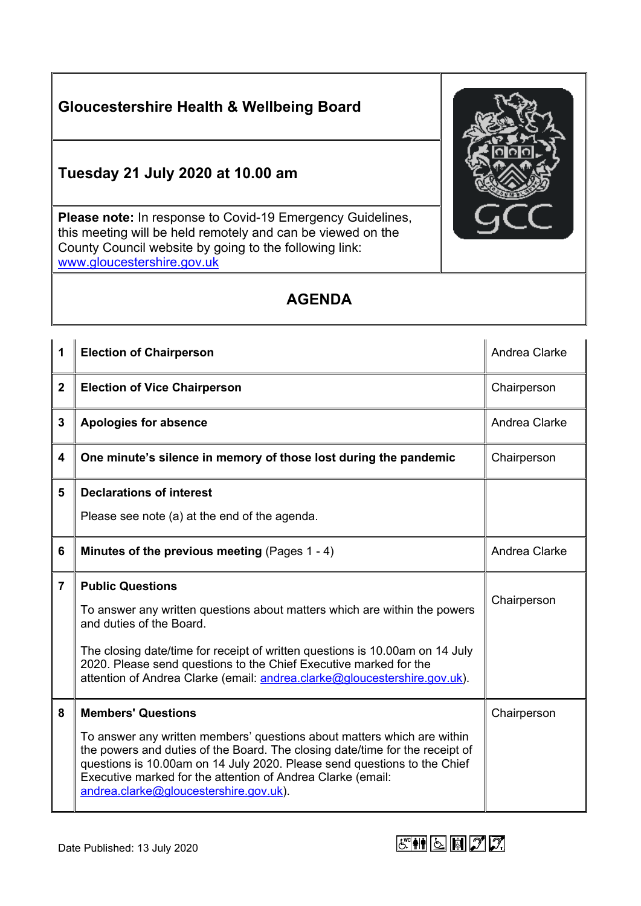# Gloucestershire Health & Wellbeing Board

## Tuesday 21 July 2020 at 10.00 am

**Please note:** In response to Covid-19 Emergency Guidelines, this meeting will be held remotely and can be viewed on the County Council website by going to the following link: www.gloucestershire.gov.uk

## AGENDA

| | | |
|---|---|---|
| **1** | **Election of Chairperson** | Andrea Clarke |
| **2** | **Election of Vice Chairperson** | Chairperson |
| **3** | **Apologies for absence** | Andrea Clarke |
| **4** | **One minute's silence in memory of those lost during the pandemic** | Chairperson |
| **5** | **Declarations of interest**<br><br>Please see note (a) at the end of the agenda. | |
| **6** | **Minutes of the previous meeting** (Pages 1 - 4) | Andrea Clarke |
| **7** | **Public Questions**<br><br>To answer any written questions about matters which are within the powers and duties of the Board.<br><br>The closing date/time for receipt of written questions is 10.00am on 14 July 2020. Please send questions to the Chief Executive marked for the attention of Andrea Clarke (email: andrea.clarke@gloucestershire.gov.uk). | Chairperson |
| **8** | **Members' Questions**<br><br>To answer any written members' questions about matters which are within the powers and duties of the Board. The closing date/time for the receipt of questions is 10.00am on 14 July 2020. Please send questions to the Chief Executive marked for the attention of Andrea Clarke (email: andrea.clarke@gloucestershire.gov.uk). | Chairperson |

Date Published: 13 July 2020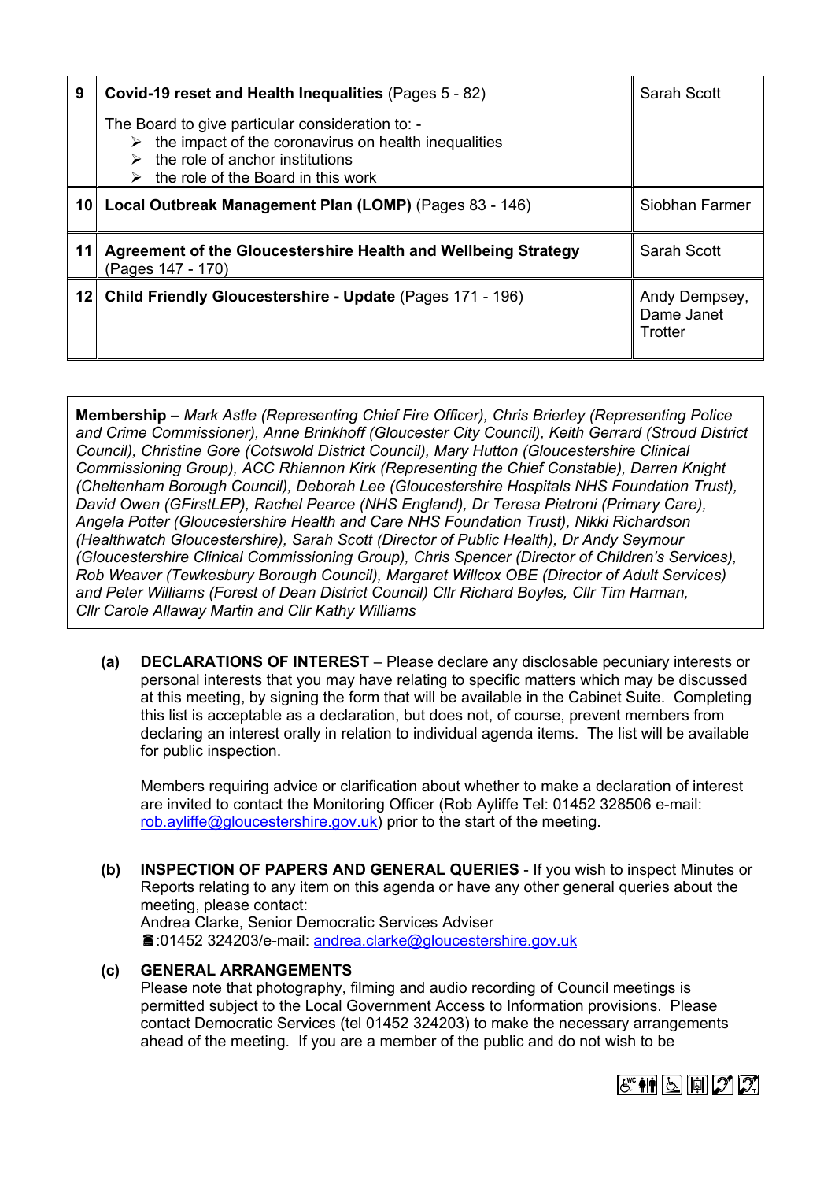| | | |
|---|---|---|
| 9 | **Covid-19 reset and Health Inequalities** (Pages 5 - 82)<br><br>The Board to give particular consideration to: -<br>➢ the impact of the coronavirus on health inequalities<br>➢ the role of anchor institutions<br>➢ the role of the Board in this work | Sarah Scott |
| 10 | **Local Outbreak Management Plan (LOMP)** (Pages 83 - 146) | Siobhan Farmer |
| 11 | **Agreement of the Gloucestershire Health and Wellbeing Strategy** (Pages 147 - 170) | Sarah Scott |
| 12 | **Child Friendly Gloucestershire - Update** (Pages 171 - 196) | Andy Dempsey, Dame Janet Trotter |

**Membership –** *Mark Astle (Representing Chief Fire Officer), Chris Brierley (Representing Police and Crime Commissioner), Anne Brinkhoff (Gloucester City Council), Keith Gerrard (Stroud District Council), Christine Gore (Cotswold District Council), Mary Hutton (Gloucestershire Clinical Commissioning Group), ACC Rhiannon Kirk (Representing the Chief Constable), Darren Knight (Cheltenham Borough Council), Deborah Lee (Gloucestershire Hospitals NHS Foundation Trust), David Owen (GFirstLEP), Rachel Pearce (NHS England), Dr Teresa Pietroni (Primary Care), Angela Potter (Gloucestershire Health and Care NHS Foundation Trust), Nikki Richardson (Healthwatch Gloucestershire), Sarah Scott (Director of Public Health), Dr Andy Seymour (Gloucestershire Clinical Commissioning Group), Chris Spencer (Director of Children's Services), Rob Weaver (Tewkesbury Borough Council), Margaret Willcox OBE (Director of Adult Services) and Peter Williams (Forest of Dean District Council) Cllr Richard Boyles, Cllr Tim Harman, Cllr Carole Allaway Martin and Cllr Kathy Williams*

**(a) DECLARATIONS OF INTEREST** – Please declare any disclosable pecuniary interests or personal interests that you may have relating to specific matters which may be discussed at this meeting, by signing the form that will be available in the Cabinet Suite. Completing this list is acceptable as a declaration, but does not, of course, prevent members from declaring an interest orally in relation to individual agenda items. The list will be available for public inspection.

Members requiring advice or clarification about whether to make a declaration of interest are invited to contact the Monitoring Officer (Rob Ayliffe Tel: 01452 328506 e-mail: rob.ayliffe@gloucestershire.gov.uk) prior to the start of the meeting.

**(b) INSPECTION OF PAPERS AND GENERAL QUERIES** - If you wish to inspect Minutes or Reports relating to any item on this agenda or have any other general queries about the meeting, please contact:
Andrea Clarke, Senior Democratic Services Adviser
☎:01452 324203/e-mail: andrea.clarke@gloucestershire.gov.uk

**(c) GENERAL ARRANGEMENTS**
Please note that photography, filming and audio recording of Council meetings is permitted subject to the Local Government Access to Information provisions. Please contact Democratic Services (tel 01452 324203) to make the necessary arrangements ahead of the meeting. If you are a member of the public and do not wish to be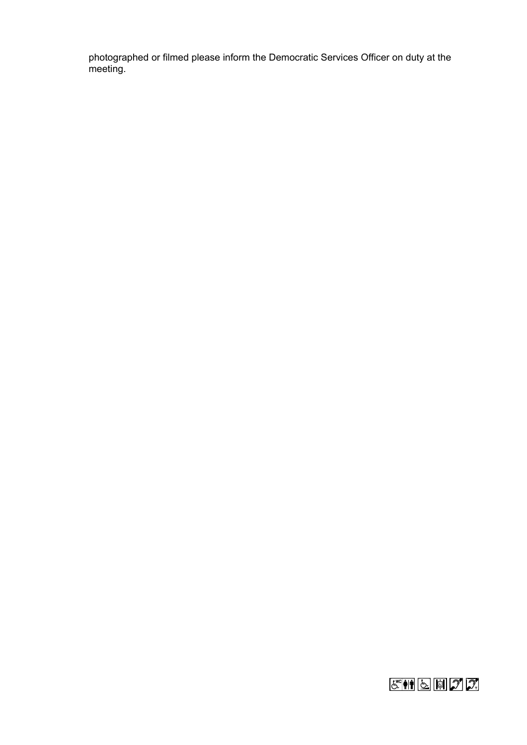photographed or filmed please inform the Democratic Services Officer on duty at the meeting.